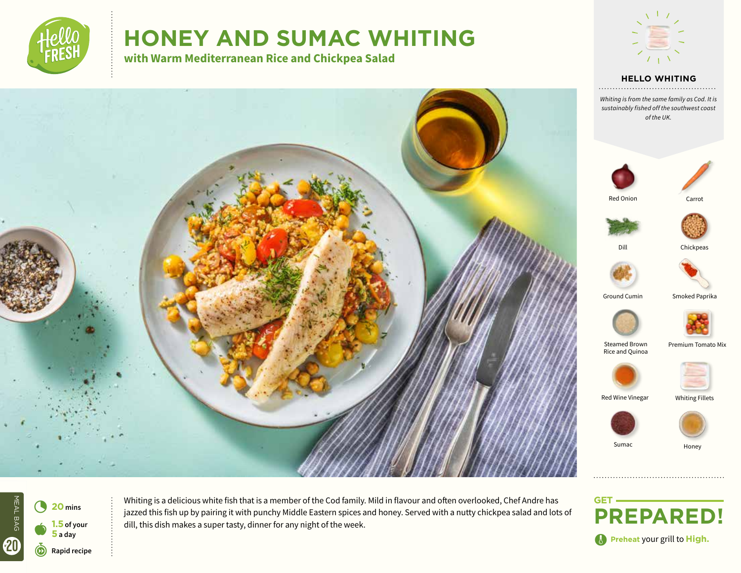# HONEY AND SUMAC WHITING

## with Warm Mediterranean Rice and Chickpea Salad

### HELLO WHITING

*Whiting is from the same family as Cod. It is sustainably fished off the southwest coast of the UK.*

- Red Onion
- Carrot
- Dill
- Chickpeas
- Ground Cumin
- Smoked Paprika
- Steamed Brown Rice and Quinoa
- Premium Tomato Mix
- Red Wine Vinegar
- Whiting Fillets
- Sumac
- Honey

MEAL BAG 20

**20** mins

**1.5** of your **5** a day

Rapid recipe

Whiting is a delicious white fish that is a member of the Cod family. Mild in flavour and often overlooked, Chef Andre has jazzed this fish up by pairing it with punchy Middle Eastern spices and honey. Served with a nutty chickpea salad and lots of dill, this dish makes a super tasty, dinner for any night of the week.

## GET PREPARED!

**Preheat** your grill to **High.**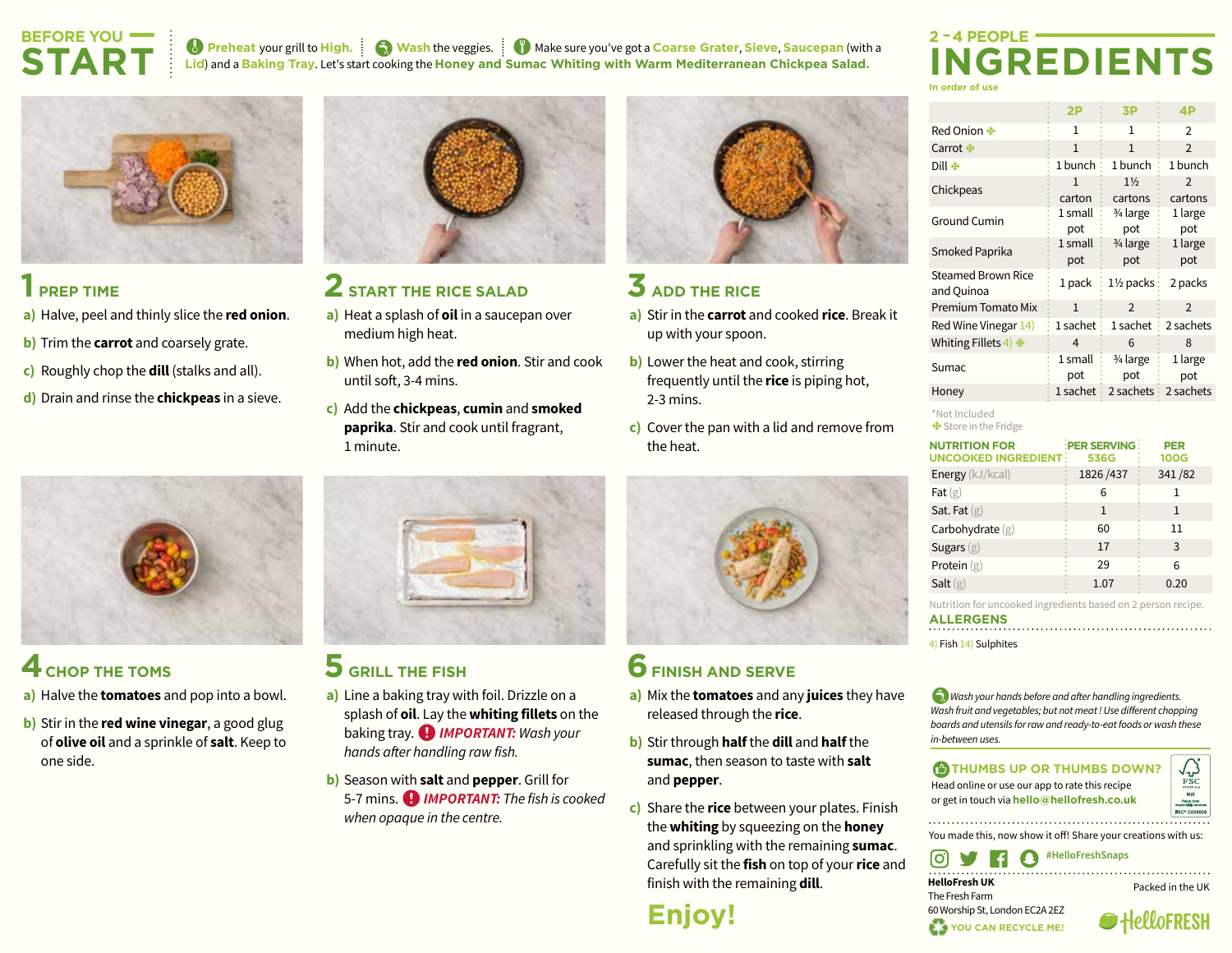# BEFORE YOU START

Preheat your grill to **High**. Wash the veggies. Make sure you've got a **Coarse Grater**, **Sieve**, **Saucepan** (with a **Lid**) and a **Baking Tray**. Let's start cooking the **Honey and Sumac Whiting with Warm Mediterranean Chickpea Salad.**

## 1 PREP TIME

a) Halve, peel and thinly slice the **red onion**.

b) Trim the **carrot** and coarsely grate.

c) Roughly chop the **dill** (stalks and all).

d) Drain and rinse the **chickpeas** in a sieve.

## 2 START THE RICE SALAD

a) Heat a splash of **oil** in a saucepan over medium high heat.

b) When hot, add the **red onion**. Stir and cook until soft, 3-4 mins.

c) Add the **chickpeas**, **cumin** and **smoked paprika**. Stir and cook until fragrant, 1 minute.

## 3 ADD THE RICE

a) Stir in the **carrot** and cooked **rice**. Break it up with your spoon.

b) Lower the heat and cook, stirring frequently until the **rice** is piping hot, 2-3 mins.

c) Cover the pan with a lid and remove from the heat.

## 4 CHOP THE TOMS

a) Halve the **tomatoes** and pop into a bowl.

b) Stir in the **red wine vinegar**, a good glug of **olive oil** and a sprinkle of **salt**. Keep to one side.

## 5 GRILL THE FISH

a) Line a baking tray with foil. Drizzle on a splash of **oil**. Lay the **whiting fillets** on the baking tray. ***IMPORTANT:*** *Wash your hands after handling raw fish.*

b) Season with **salt** and **pepper**. Grill for 5-7 mins. ***IMPORTANT:*** *The fish is cooked when opaque in the centre.*

## 6 FINISH AND SERVE

a) Mix the **tomatoes** and any **juices** they have released through the **rice**.

b) Stir through **half** the **dill** and **half** the **sumac**, then season to taste with **salt** and **pepper**.

c) Share the **rice** between your plates. Finish the **whiting** by squeezing on the **honey** and sprinkling with the remaining **sumac**. Carefully sit the **fish** on top of your **rice** and finish with the remaining **dill**.

**Enjoy!**

# 2-4 PEOPLE INGREDIENTS

In order of use

| | 2P | 3P | 4P |
|---|---|---|---|
| Red Onion ❉ | 1 | 1 | 2 |
| Carrot ❉ | 1 | 1 | 2 |
| Dill ❉ | 1 bunch | 1 bunch | 1 bunch |
| Chickpeas | 1 carton | 1½ cartons | 2 cartons |
| Ground Cumin | 1 small pot | ¾ large pot | 1 large pot |
| Smoked Paprika | 1 small pot | ¾ large pot | 1 large pot |
| Steamed Brown Rice and Quinoa | 1 pack | 1½ packs | 2 packs |
| Premium Tomato Mix | 1 | 2 | 2 |
| Red Wine Vinegar 14) | 1 sachet | 1 sachet | 2 sachets |
| Whiting Fillets 4) ❉ | 4 | 6 | 8 |
| Sumac | 1 small pot | ¾ large pot | 1 large pot |
| Honey | 1 sachet | 2 sachets | 2 sachets |

*Not Included
❉ Store in the Fridge

| NUTRITION FOR UNCOOKED INGREDIENT | PER SERVING 536G | PER 100G |
|---|---|---|
| Energy (kJ/kcal) | 1826 /437 | 341 /82 |
| Fat (g) | 6 | 1 |
| Sat. Fat (g) | 1 | 1 |
| Carbohydrate (g) | 60 | 11 |
| Sugars (g) | 17 | 3 |
| Protein (g) | 29 | 6 |
| Salt (g) | 1.07 | 0.20 |

Nutrition for uncooked ingredients based on 2 person recipe.

## ALLERGENS

4) Fish 14) Sulphites

*Wash your hands before and after handling ingredients. Wash fruit and vegetables; but not meat ! Use different chopping boards and utensils for raw and ready-to-eat foods or wash these in-between uses.*

## THUMBS UP OR THUMBS DOWN?

Head online or use our app to rate this recipe or get in touch via **hello@hellofresh.co.uk**

You made this, now show it off! Share your creations with us: #HelloFreshSnaps

**HelloFresh UK**
The Fresh Farm
60 Worship St, London EC2A 2EZ

Packed in the UK

YOU CAN RECYCLE ME!